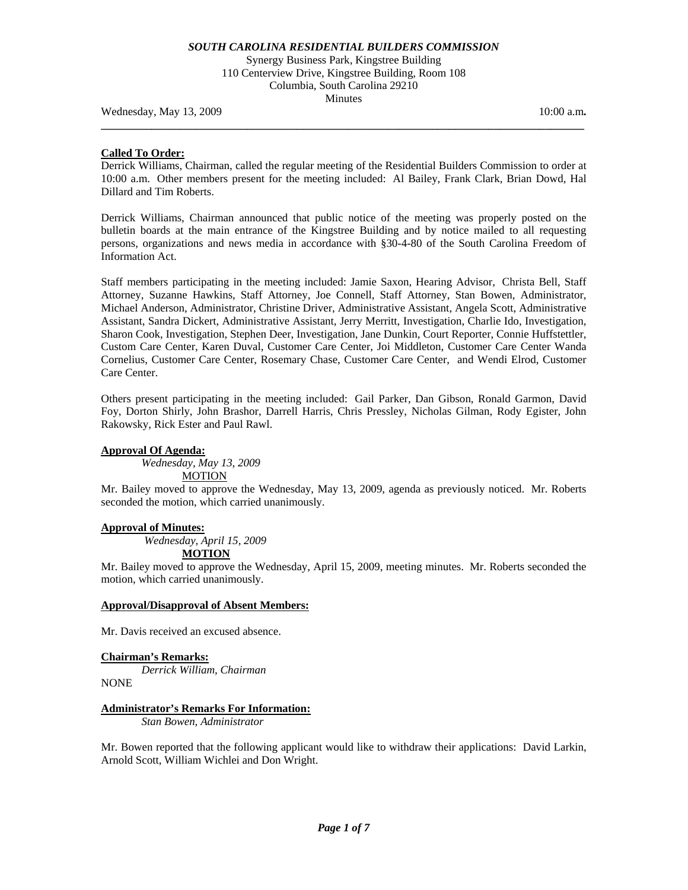***SOUTH CAROLINA RESIDENTIAL BUILDERS COMMISSION***

Synergy Business Park, Kingstree Building
110 Centerview Drive, Kingstree Building, Room 108
Columbia, South Carolina 29210
Minutes

Wednesday, May 13, 2009 10:00 a.m**.**

---

**Called To Order:**

Derrick Williams, Chairman, called the regular meeting of the Residential Builders Commission to order at 10:00 a.m. Other members present for the meeting included: Al Bailey, Frank Clark, Brian Dowd, Hal Dillard and Tim Roberts.

Derrick Williams, Chairman announced that public notice of the meeting was properly posted on the bulletin boards at the main entrance of the Kingstree Building and by notice mailed to all requesting persons, organizations and news media in accordance with §30-4-80 of the South Carolina Freedom of Information Act.

Staff members participating in the meeting included: Jamie Saxon, Hearing Advisor, Christa Bell, Staff Attorney, Suzanne Hawkins, Staff Attorney, Joe Connell, Staff Attorney, Stan Bowen, Administrator, Michael Anderson, Administrator, Christine Driver, Administrative Assistant, Angela Scott, Administrative Assistant, Sandra Dickert, Administrative Assistant, Jerry Merritt, Investigation, Charlie Ido, Investigation, Sharon Cook, Investigation, Stephen Deer, Investigation, Jane Dunkin, Court Reporter, Connie Huffstettler, Custom Care Center, Karen Duval, Customer Care Center, Joi Middleton, Customer Care Center Wanda Cornelius, Customer Care Center, Rosemary Chase, Customer Care Center, and Wendi Elrod, Customer Care Center.

Others present participating in the meeting included: Gail Parker, Dan Gibson, Ronald Garmon, David Foy, Dorton Shirly, John Brashor, Darrell Harris, Chris Pressley, Nicholas Gilman, Rody Egister, John Rakowsky, Rick Ester and Paul Rawl.

**Approval Of Agenda:**

*Wednesday, May 13, 2009*

MOTION

Mr. Bailey moved to approve the Wednesday, May 13, 2009, agenda as previously noticed. Mr. Roberts seconded the motion, which carried unanimously.

**Approval of Minutes:**

*Wednesday, April 15, 2009*

**MOTION**

Mr. Bailey moved to approve the Wednesday, April 15, 2009, meeting minutes. Mr. Roberts seconded the motion, which carried unanimously.

**Approval/Disapproval of Absent Members:**

Mr. Davis received an excused absence.

**Chairman's Remarks:**

*Derrick William, Chairman*

NONE

**Administrator's Remarks For Information:**

*Stan Bowen, Administrator*

Mr. Bowen reported that the following applicant would like to withdraw their applications: David Larkin, Arnold Scott, William Wichlei and Don Wright.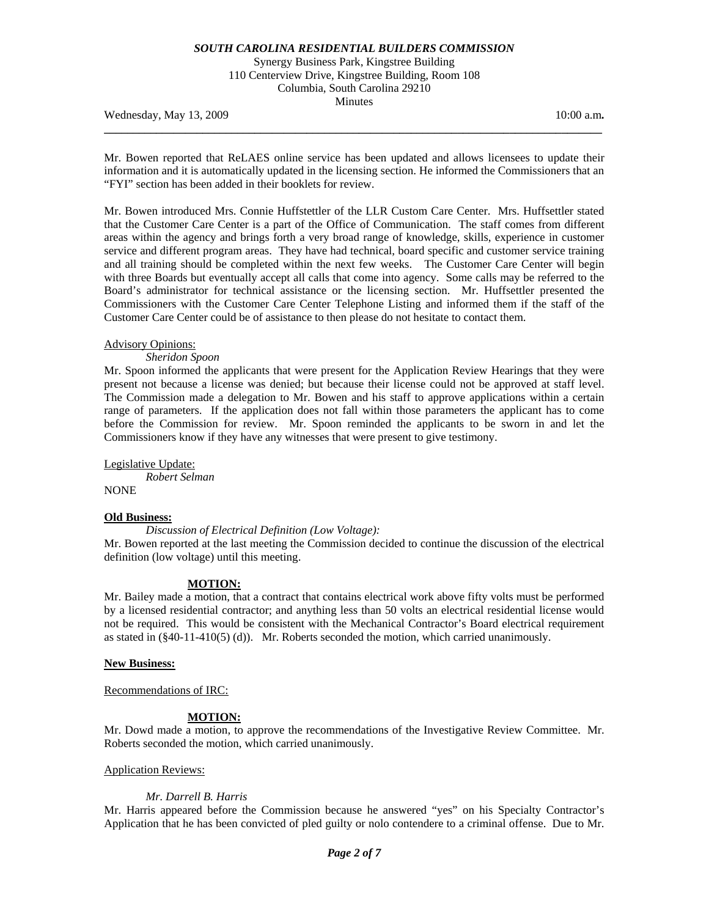Mr. Bowen reported that ReLAES online service has been updated and allows licensees to update their information and it is automatically updated in the licensing section. He informed the Commissioners that an "FYI" section has been added in their booklets for review.

Mr. Bowen introduced Mrs. Connie Huffstettler of the LLR Custom Care Center. Mrs. Huffsettler stated that the Customer Care Center is a part of the Office of Communication. The staff comes from different areas within the agency and brings forth a very broad range of knowledge, skills, experience in customer service and different program areas. They have had technical, board specific and customer service training and all training should be completed within the next few weeks. The Customer Care Center will begin with three Boards but eventually accept all calls that come into agency. Some calls may be referred to the Board's administrator for technical assistance or the licensing section. Mr. Huffsettler presented the Commissioners with the Customer Care Center Telephone Listing and informed them if the staff of the Customer Care Center could be of assistance to then please do not hesitate to contact them.

Advisory Opinions:

*Sheridon Spoon*

Mr. Spoon informed the applicants that were present for the Application Review Hearings that they were present not because a license was denied; but because their license could not be approved at staff level. The Commission made a delegation to Mr. Bowen and his staff to approve applications within a certain range of parameters. If the application does not fall within those parameters the applicant has to come before the Commission for review. Mr. Spoon reminded the applicants to be sworn in and let the Commissioners know if they have any witnesses that were present to give testimony.

Legislative Update:

*Robert Selman*

NONE

**Old Business:**

*Discussion of Electrical Definition (Low Voltage):*

Mr. Bowen reported at the last meeting the Commission decided to continue the discussion of the electrical definition (low voltage) until this meeting.

**MOTION:**

Mr. Bailey made a motion, that a contract that contains electrical work above fifty volts must be performed by a licensed residential contractor; and anything less than 50 volts an electrical residential license would not be required. This would be consistent with the Mechanical Contractor's Board electrical requirement as stated in (§40-11-410(5) (d)). Mr. Roberts seconded the motion, which carried unanimously.

**New Business:**

Recommendations of IRC:

**MOTION:**

Mr. Dowd made a motion, to approve the recommendations of the Investigative Review Committee. Mr. Roberts seconded the motion, which carried unanimously.

Application Reviews:

*Mr. Darrell B. Harris*

Mr. Harris appeared before the Commission because he answered "yes" on his Specialty Contractor's Application that he has been convicted of pled guilty or nolo contendere to a criminal offense. Due to Mr.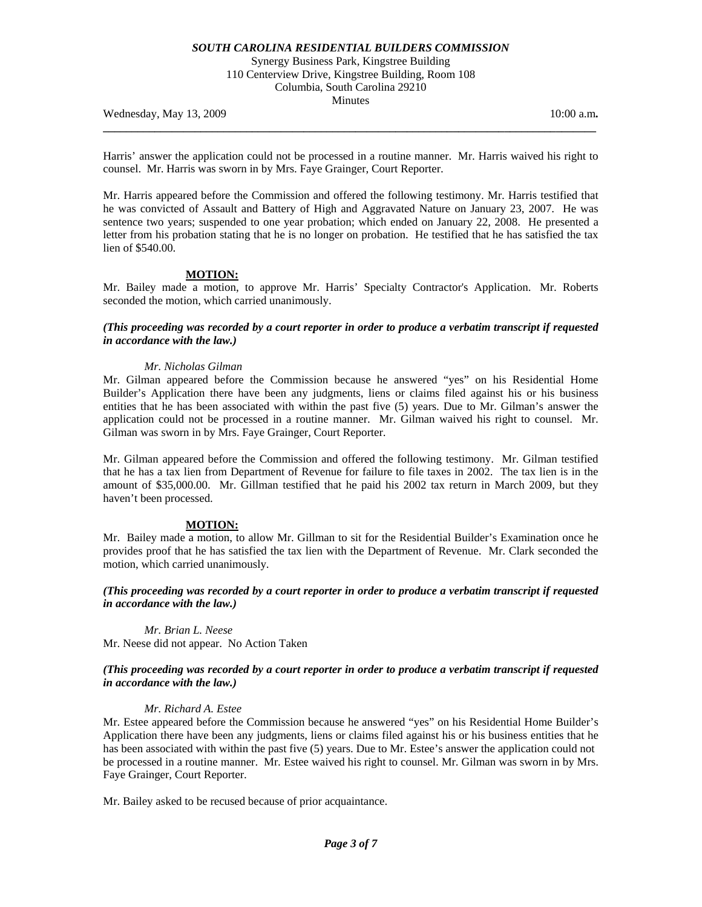Harris' answer the application could not be processed in a routine manner. Mr. Harris waived his right to counsel. Mr. Harris was sworn in by Mrs. Faye Grainger, Court Reporter.

Mr. Harris appeared before the Commission and offered the following testimony. Mr. Harris testified that he was convicted of Assault and Battery of High and Aggravated Nature on January 23, 2007. He was sentence two years; suspended to one year probation; which ended on January 22, 2008. He presented a letter from his probation stating that he is no longer on probation. He testified that he has satisfied the tax lien of $540.00.

**MOTION:**

Mr. Bailey made a motion, to approve Mr. Harris' Specialty Contractor's Application. Mr. Roberts seconded the motion, which carried unanimously.

***(This proceeding was recorded by a court reporter in order to produce a verbatim transcript if requested in accordance with the law.)***

*Mr. Nicholas Gilman*

Mr. Gilman appeared before the Commission because he answered "yes" on his Residential Home Builder's Application there have been any judgments, liens or claims filed against his or his business entities that he has been associated with within the past five (5) years. Due to Mr. Gilman's answer the application could not be processed in a routine manner. Mr. Gilman waived his right to counsel. Mr. Gilman was sworn in by Mrs. Faye Grainger, Court Reporter.

Mr. Gilman appeared before the Commission and offered the following testimony. Mr. Gilman testified that he has a tax lien from Department of Revenue for failure to file taxes in 2002. The tax lien is in the amount of $35,000.00. Mr. Gillman testified that he paid his 2002 tax return in March 2009, but they haven't been processed.

**MOTION:**

Mr. Bailey made a motion, to allow Mr. Gillman to sit for the Residential Builder's Examination once he provides proof that he has satisfied the tax lien with the Department of Revenue. Mr. Clark seconded the motion, which carried unanimously.

***(This proceeding was recorded by a court reporter in order to produce a verbatim transcript if requested in accordance with the law.)***

*Mr. Brian L. Neese*

Mr. Neese did not appear. No Action Taken

***(This proceeding was recorded by a court reporter in order to produce a verbatim transcript if requested in accordance with the law.)***

*Mr. Richard A. Estee*

Mr. Estee appeared before the Commission because he answered "yes" on his Residential Home Builder's Application there have been any judgments, liens or claims filed against his or his business entities that he has been associated with within the past five (5) years. Due to Mr. Estee's answer the application could not be processed in a routine manner. Mr. Estee waived his right to counsel. Mr. Gilman was sworn in by Mrs. Faye Grainger, Court Reporter.

Mr. Bailey asked to be recused because of prior acquaintance.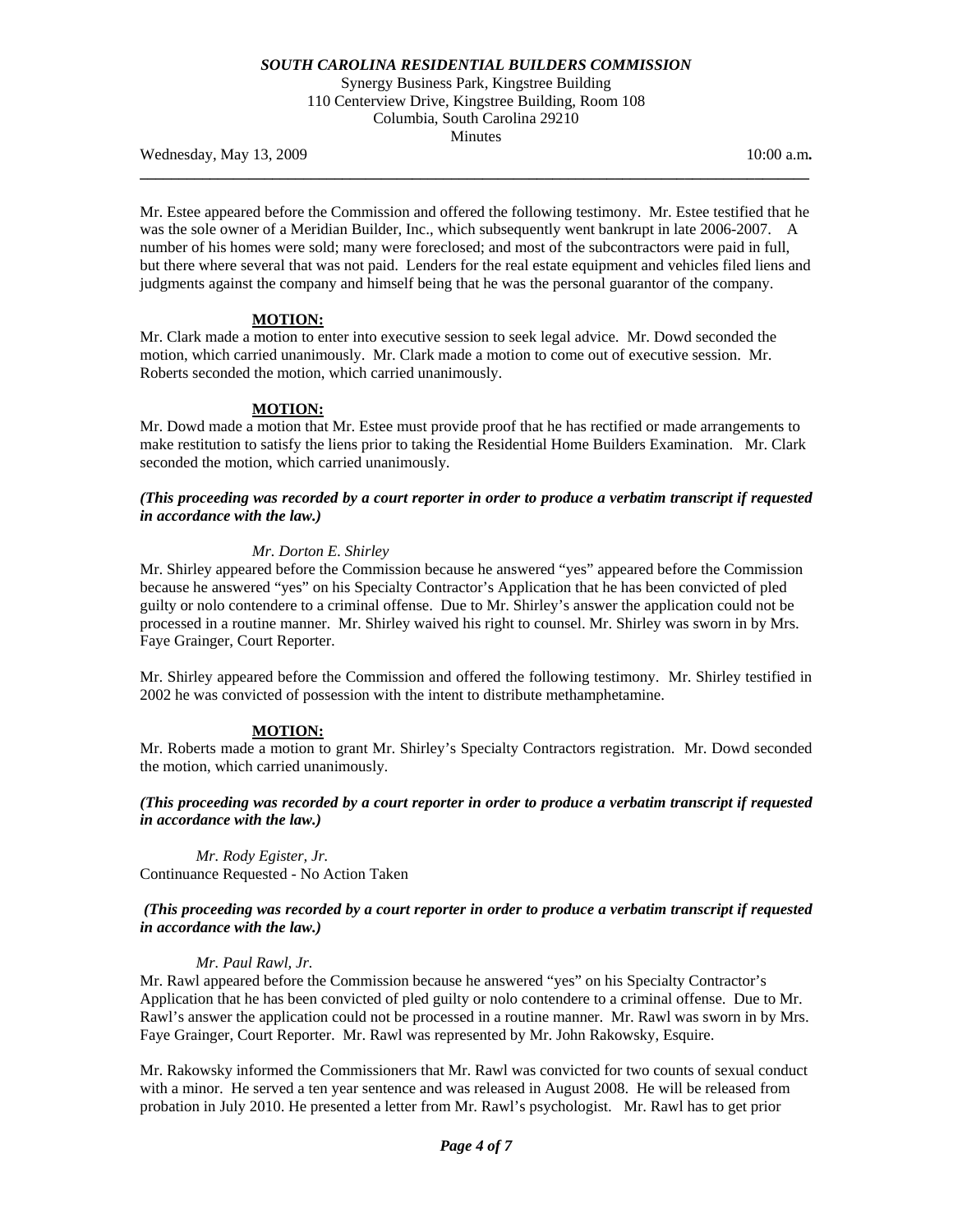Mr. Estee appeared before the Commission and offered the following testimony. Mr. Estee testified that he was the sole owner of a Meridian Builder, Inc., which subsequently went bankrupt in late 2006-2007. A number of his homes were sold; many were foreclosed; and most of the subcontractors were paid in full, but there where several that was not paid. Lenders for the real estate equipment and vehicles filed liens and judgments against the company and himself being that he was the personal guarantor of the company.

**MOTION:**

Mr. Clark made a motion to enter into executive session to seek legal advice. Mr. Dowd seconded the motion, which carried unanimously. Mr. Clark made a motion to come out of executive session. Mr. Roberts seconded the motion, which carried unanimously.

**MOTION:**

Mr. Dowd made a motion that Mr. Estee must provide proof that he has rectified or made arrangements to make restitution to satisfy the liens prior to taking the Residential Home Builders Examination. Mr. Clark seconded the motion, which carried unanimously.

***(This proceeding was recorded by a court reporter in order to produce a verbatim transcript if requested in accordance with the law.)***

*Mr. Dorton E. Shirley*

Mr. Shirley appeared before the Commission because he answered "yes" appeared before the Commission because he answered "yes" on his Specialty Contractor's Application that he has been convicted of pled guilty or nolo contendere to a criminal offense. Due to Mr. Shirley's answer the application could not be processed in a routine manner. Mr. Shirley waived his right to counsel. Mr. Shirley was sworn in by Mrs. Faye Grainger, Court Reporter.

Mr. Shirley appeared before the Commission and offered the following testimony. Mr. Shirley testified in 2002 he was convicted of possession with the intent to distribute methamphetamine.

**MOTION:**

Mr. Roberts made a motion to grant Mr. Shirley's Specialty Contractors registration. Mr. Dowd seconded the motion, which carried unanimously.

***(This proceeding was recorded by a court reporter in order to produce a verbatim transcript if requested in accordance with the law.)***

*Mr. Rody Egister, Jr.*

Continuance Requested - No Action Taken

***(This proceeding was recorded by a court reporter in order to produce a verbatim transcript if requested in accordance with the law.)***

*Mr. Paul Rawl, Jr.*

Mr. Rawl appeared before the Commission because he answered "yes" on his Specialty Contractor's Application that he has been convicted of pled guilty or nolo contendere to a criminal offense. Due to Mr. Rawl's answer the application could not be processed in a routine manner. Mr. Rawl was sworn in by Mrs. Faye Grainger, Court Reporter. Mr. Rawl was represented by Mr. John Rakowsky, Esquire.

Mr. Rakowsky informed the Commissioners that Mr. Rawl was convicted for two counts of sexual conduct with a minor. He served a ten year sentence and was released in August 2008. He will be released from probation in July 2010. He presented a letter from Mr. Rawl's psychologist. Mr. Rawl has to get prior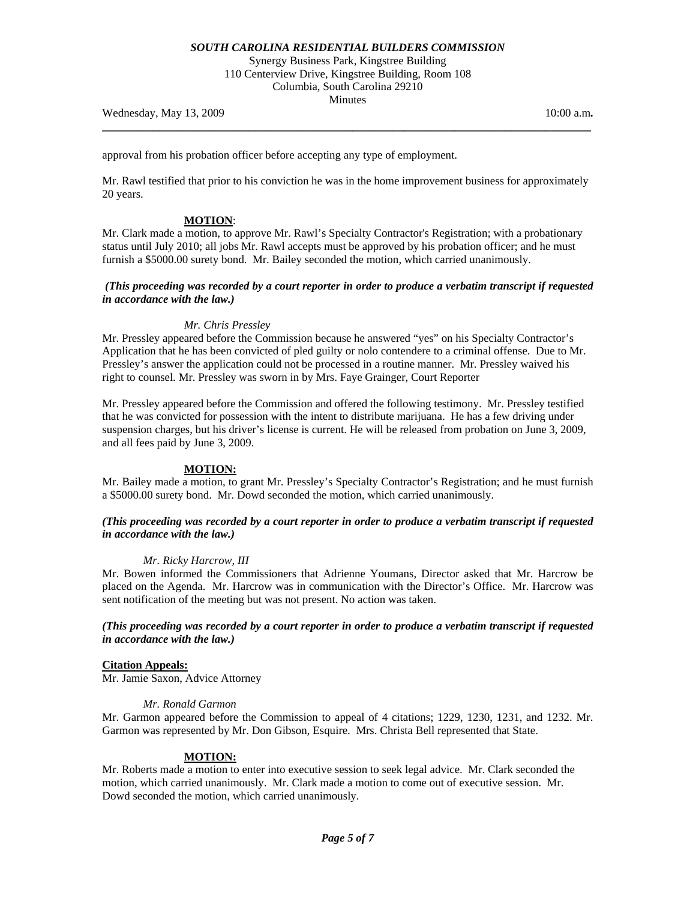approval from his probation officer before accepting any type of employment.

Mr. Rawl testified that prior to his conviction he was in the home improvement business for approximately 20 years.

**MOTION**:
Mr. Clark made a motion, to approve Mr. Rawl's Specialty Contractor's Registration; with a probationary status until July 2010; all jobs Mr. Rawl accepts must be approved by his probation officer; and he must furnish a $5000.00 surety bond. Mr. Bailey seconded the motion, which carried unanimously.

***(This proceeding was recorded by a court reporter in order to produce a verbatim transcript if requested in accordance with the law.)***

*Mr. Chris Pressley*
Mr. Pressley appeared before the Commission because he answered "yes" on his Specialty Contractor's Application that he has been convicted of pled guilty or nolo contendere to a criminal offense. Due to Mr. Pressley's answer the application could not be processed in a routine manner. Mr. Pressley waived his right to counsel. Mr. Pressley was sworn in by Mrs. Faye Grainger, Court Reporter

Mr. Pressley appeared before the Commission and offered the following testimony. Mr. Pressley testified that he was convicted for possession with the intent to distribute marijuana. He has a few driving under suspension charges, but his driver's license is current. He will be released from probation on June 3, 2009, and all fees paid by June 3, 2009.

**MOTION:**
Mr. Bailey made a motion, to grant Mr. Pressley's Specialty Contractor's Registration; and he must furnish a $5000.00 surety bond. Mr. Dowd seconded the motion, which carried unanimously.

***(This proceeding was recorded by a court reporter in order to produce a verbatim transcript if requested in accordance with the law.)***

*Mr. Ricky Harcrow, III*
Mr. Bowen informed the Commissioners that Adrienne Youmans, Director asked that Mr. Harcrow be placed on the Agenda. Mr. Harcrow was in communication with the Director's Office. Mr. Harcrow was sent notification of the meeting but was not present. No action was taken.

***(This proceeding was recorded by a court reporter in order to produce a verbatim transcript if requested in accordance with the law.)***

**Citation Appeals:**
Mr. Jamie Saxon, Advice Attorney

*Mr. Ronald Garmon*
Mr. Garmon appeared before the Commission to appeal of 4 citations; 1229, 1230, 1231, and 1232. Mr. Garmon was represented by Mr. Don Gibson, Esquire. Mrs. Christa Bell represented that State.

**MOTION:**
Mr. Roberts made a motion to enter into executive session to seek legal advice. Mr. Clark seconded the motion, which carried unanimously. Mr. Clark made a motion to come out of executive session. Mr. Dowd seconded the motion, which carried unanimously.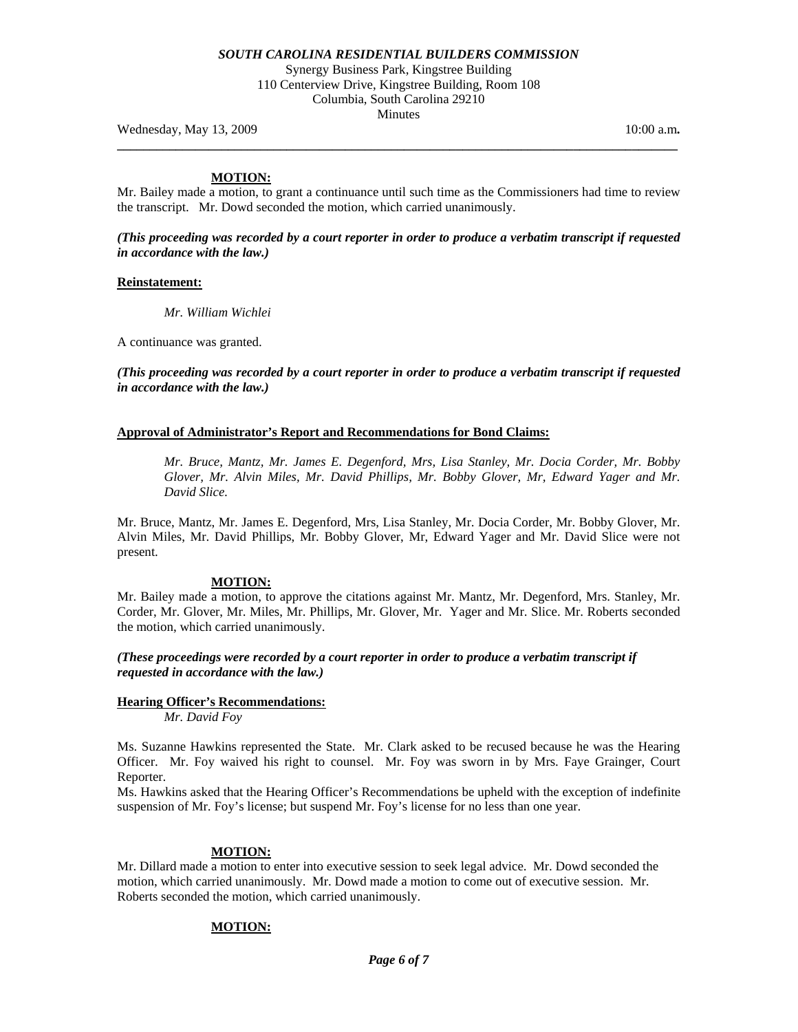**MOTION:**

Mr. Bailey made a motion, to grant a continuance until such time as the Commissioners had time to review the transcript. Mr. Dowd seconded the motion, which carried unanimously.

***(This proceeding was recorded by a court reporter in order to produce a verbatim transcript if requested in accordance with the law.)***

**Reinstatement:**

*Mr. William Wichlei*

A continuance was granted.

***(This proceeding was recorded by a court reporter in order to produce a verbatim transcript if requested in accordance with the law.)***

**Approval of Administrator's Report and Recommendations for Bond Claims:**

*Mr. Bruce, Mantz, Mr. James E. Degenford, Mrs, Lisa Stanley, Mr. Docia Corder, Mr. Bobby Glover, Mr. Alvin Miles, Mr. David Phillips, Mr. Bobby Glover, Mr, Edward Yager and Mr. David Slice.*

Mr. Bruce, Mantz, Mr. James E. Degenford, Mrs, Lisa Stanley, Mr. Docia Corder, Mr. Bobby Glover, Mr. Alvin Miles, Mr. David Phillips, Mr. Bobby Glover, Mr, Edward Yager and Mr. David Slice were not present.

**MOTION:**

Mr. Bailey made a motion, to approve the citations against Mr. Mantz, Mr. Degenford, Mrs. Stanley, Mr. Corder, Mr. Glover, Mr. Miles, Mr. Phillips, Mr. Glover, Mr. Yager and Mr. Slice. Mr. Roberts seconded the motion, which carried unanimously.

***(These proceedings were recorded by a court reporter in order to produce a verbatim transcript if requested in accordance with the law.)***

**Hearing Officer's Recommendations:**

*Mr. David Foy*

Ms. Suzanne Hawkins represented the State. Mr. Clark asked to be recused because he was the Hearing Officer. Mr. Foy waived his right to counsel. Mr. Foy was sworn in by Mrs. Faye Grainger, Court Reporter.

Ms. Hawkins asked that the Hearing Officer's Recommendations be upheld with the exception of indefinite suspension of Mr. Foy's license; but suspend Mr. Foy's license for no less than one year.

**MOTION:**

Mr. Dillard made a motion to enter into executive session to seek legal advice. Mr. Dowd seconded the motion, which carried unanimously. Mr. Dowd made a motion to come out of executive session. Mr. Roberts seconded the motion, which carried unanimously.

**MOTION:**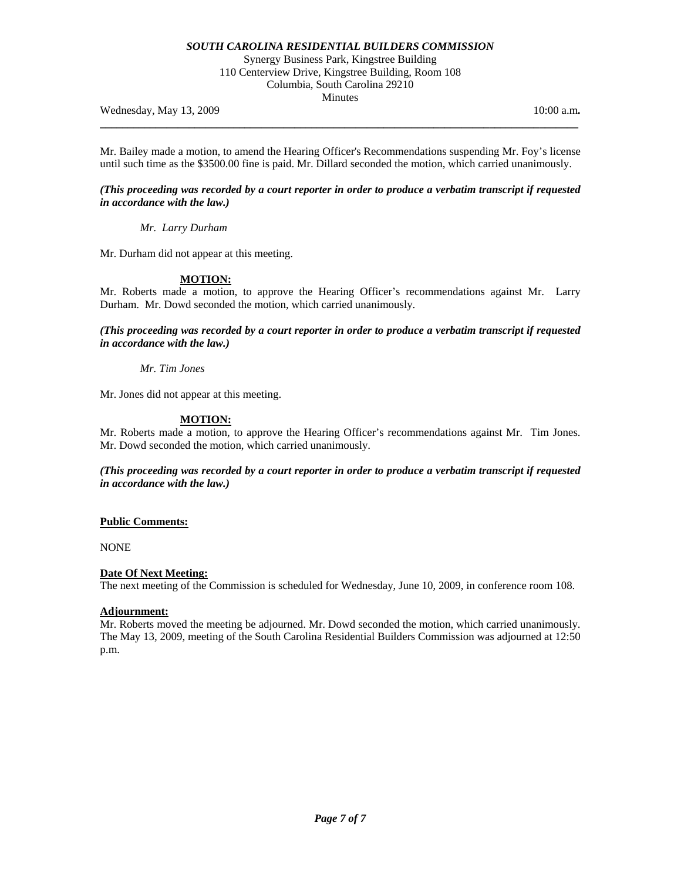Mr. Bailey made a motion, to amend the Hearing Officer's Recommendations suspending Mr. Foy's license until such time as the $3500.00 fine is paid. Mr. Dillard seconded the motion, which carried unanimously.

***(This proceeding was recorded by a court reporter in order to produce a verbatim transcript if requested in accordance with the law.)***

*Mr. Larry Durham*

Mr. Durham did not appear at this meeting.

**MOTION:**

Mr. Roberts made a motion, to approve the Hearing Officer's recommendations against Mr. Larry Durham. Mr. Dowd seconded the motion, which carried unanimously.

***(This proceeding was recorded by a court reporter in order to produce a verbatim transcript if requested in accordance with the law.)***

*Mr. Tim Jones*

Mr. Jones did not appear at this meeting.

**MOTION:**

Mr. Roberts made a motion, to approve the Hearing Officer's recommendations against Mr. Tim Jones. Mr. Dowd seconded the motion, which carried unanimously.

***(This proceeding was recorded by a court reporter in order to produce a verbatim transcript if requested in accordance with the law.)***

**Public Comments:**

NONE

**Date Of Next Meeting:**

The next meeting of the Commission is scheduled for Wednesday, June 10, 2009, in conference room 108.

**Adjournment:**

Mr. Roberts moved the meeting be adjourned. Mr. Dowd seconded the motion, which carried unanimously. The May 13, 2009, meeting of the South Carolina Residential Builders Commission was adjourned at 12:50 p.m.